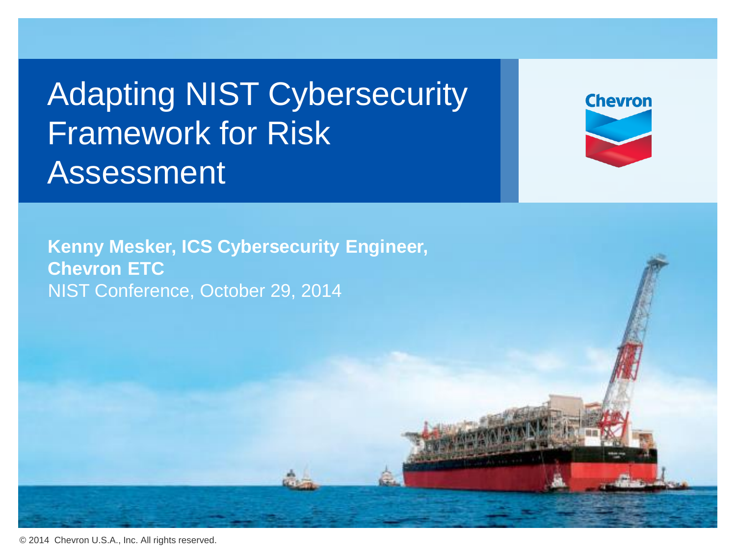# Adapting NIST Cybersecurity Framework for Risk Assessment

Chevron

**Kenny Mesker, ICS Cybersecurity Engineer, Chevron ETC**

NIST Conference, October 29, 2014

© 2014 Chevron U.S.A., Inc. All rights reserved.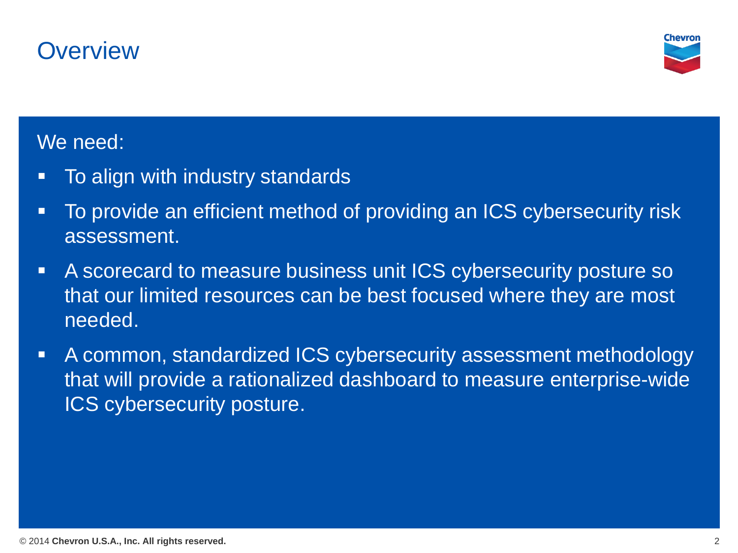# Overview

We need:

- To align with industry standards
- To provide an efficient method of providing an ICS cybersecurity risk assessment.
- A scorecard to measure business unit ICS cybersecurity posture so that our limited resources can be best focused where they are most needed.
- A common, standardized ICS cybersecurity assessment methodology that will provide a rationalized dashboard to measure enterprise-wide ICS cybersecurity posture.

© 2014 **Chevron U.S.A., Inc. All rights reserved.**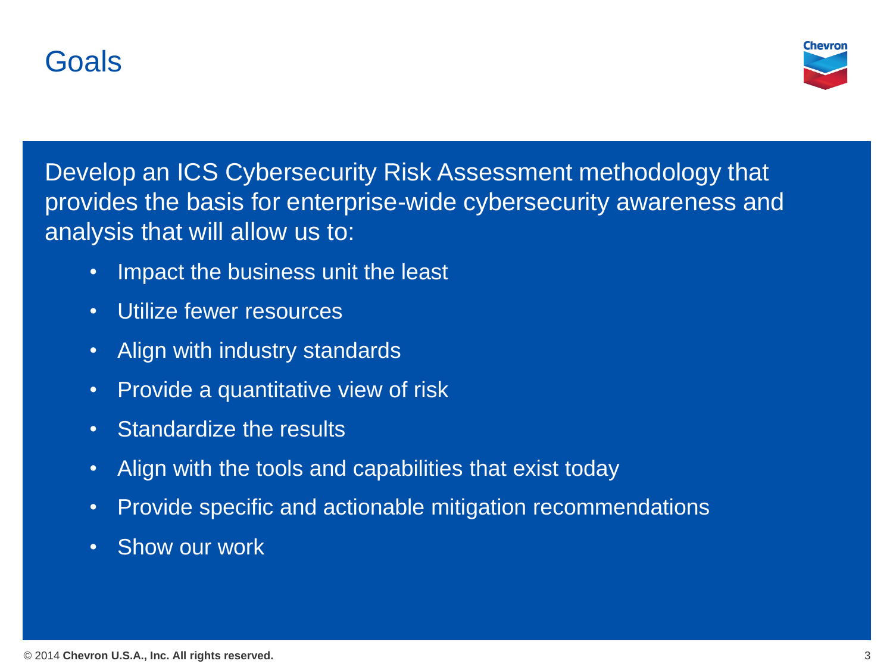# Goals

Develop an ICS Cybersecurity Risk Assessment methodology that provides the basis for enterprise-wide cybersecurity awareness and analysis that will allow us to:

- Impact the business unit the least
- Utilize fewer resources
- Align with industry standards
- Provide a quantitative view of risk
- Standardize the results
- Align with the tools and capabilities that exist today
- Provide specific and actionable mitigation recommendations
- Show our work

© 2014 **Chevron U.S.A., Inc. All rights reserved.**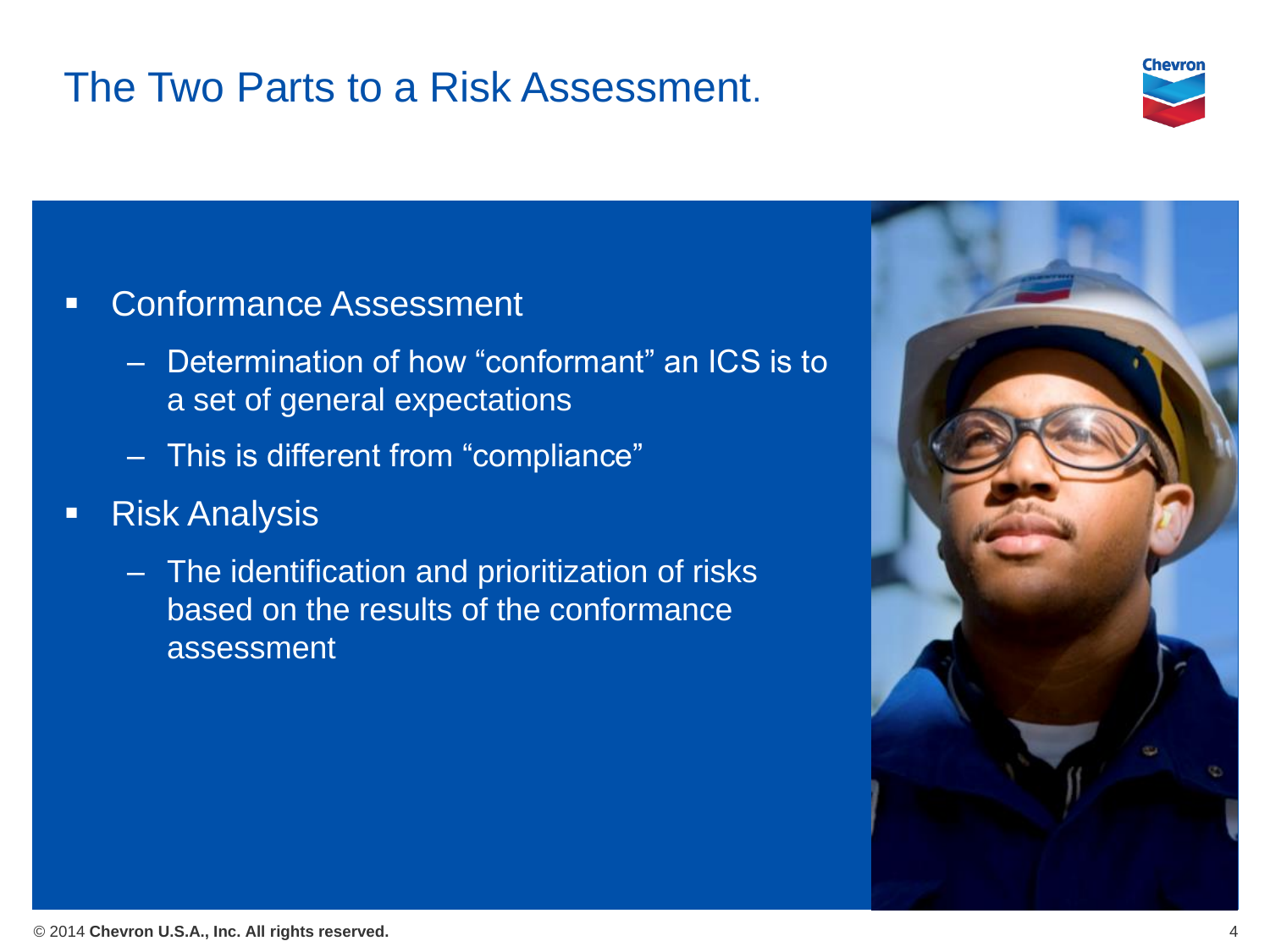# The Two Parts to a Risk Assessment.

- Conformance Assessment
  - Determination of how "conformant" an ICS is to a set of general expectations
  - This is different from "compliance"
- Risk Analysis
  - The identification and prioritization of risks based on the results of the conformance assessment

© 2014 **Chevron U.S.A., Inc. All rights reserved.**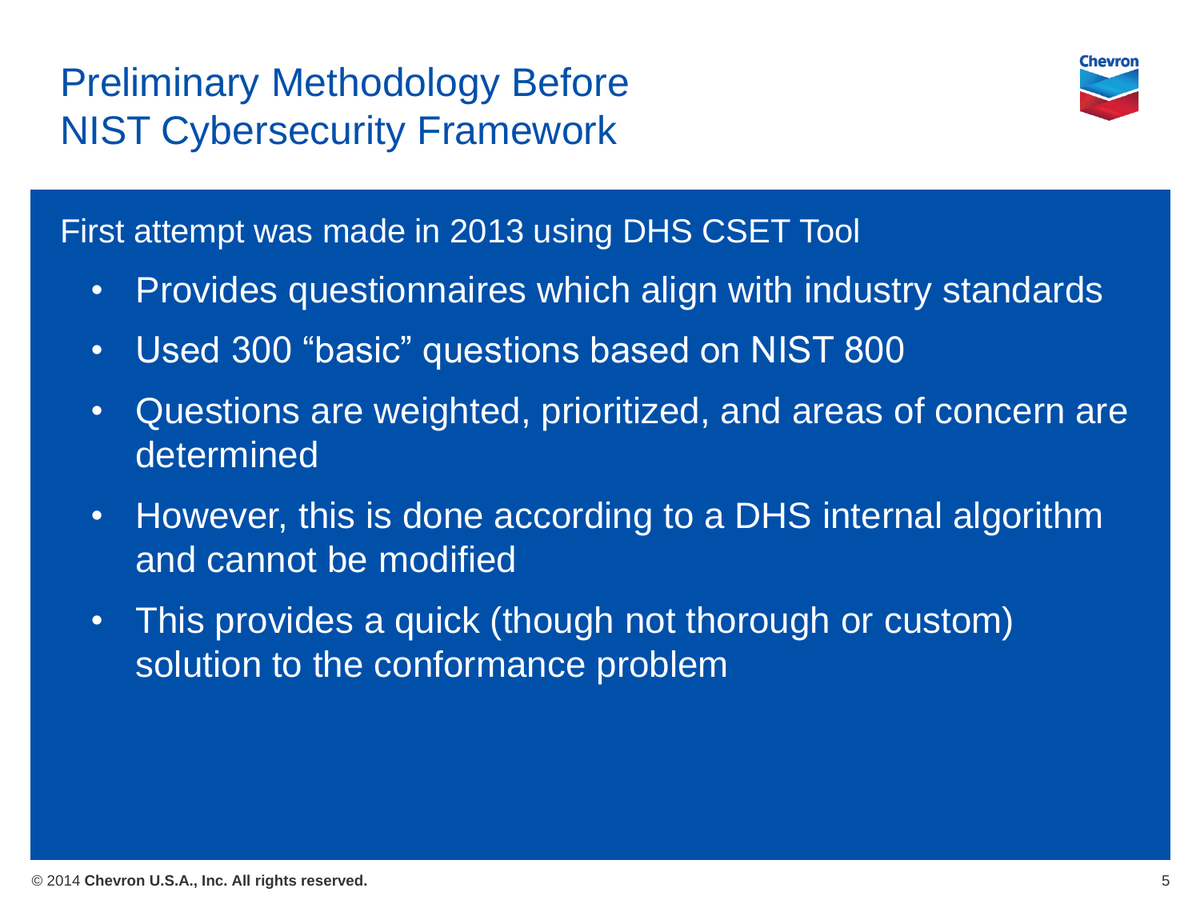# Preliminary Methodology Before NIST Cybersecurity Framework

First attempt was made in 2013 using DHS CSET Tool

- Provides questionnaires which align with industry standards
- Used 300 “basic” questions based on NIST 800
- Questions are weighted, prioritized, and areas of concern are determined
- However, this is done according to a DHS internal algorithm and cannot be modified
- This provides a quick (though not thorough or custom) solution to the conformance problem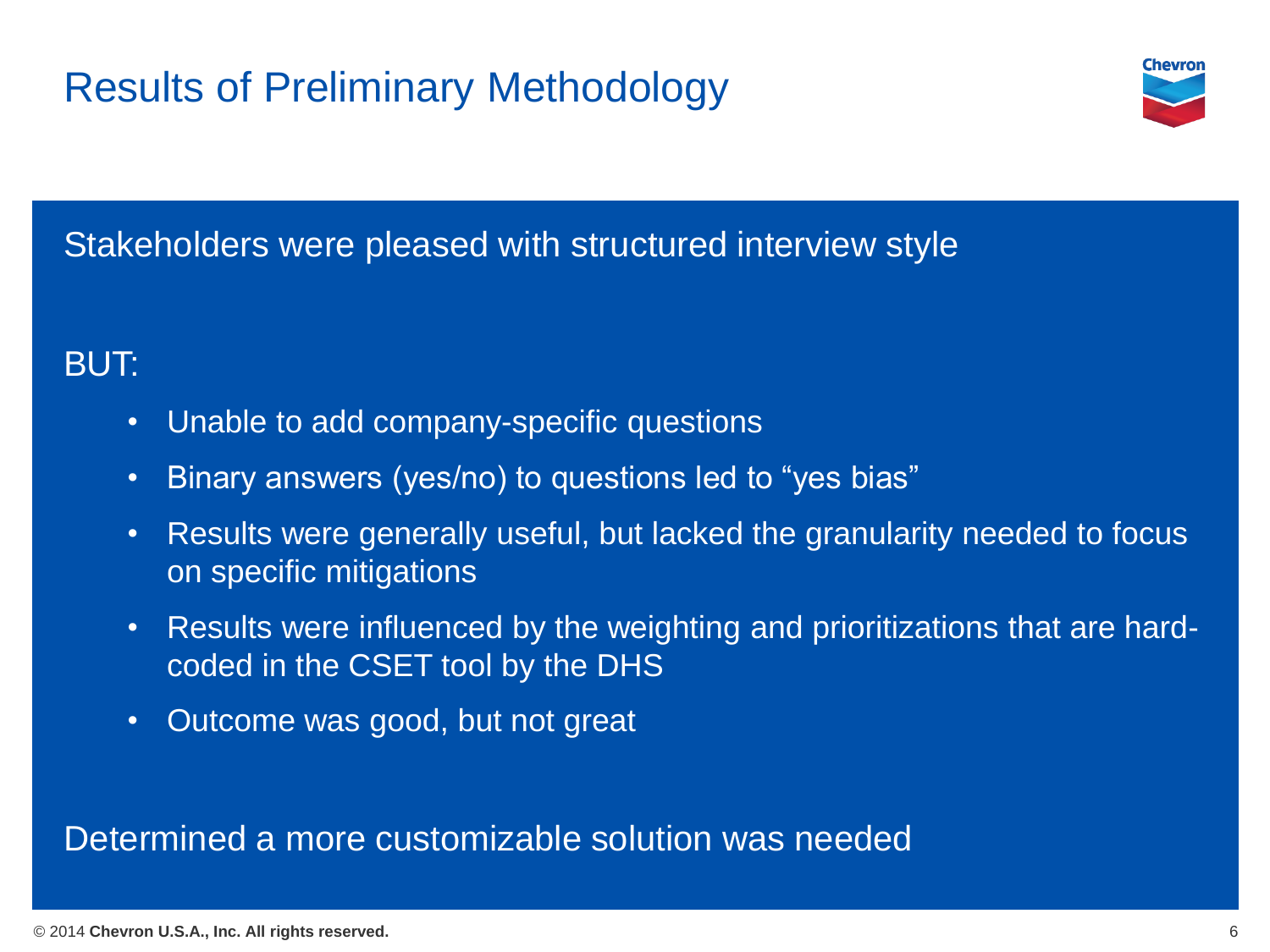# Results of Preliminary Methodology

Stakeholders were pleased with structured interview style

BUT:

- Unable to add company-specific questions
- Binary answers (yes/no) to questions led to "yes bias"
- Results were generally useful, but lacked the granularity needed to focus on specific mitigations
- Results were influenced by the weighting and prioritizations that are hard-coded in the CSET tool by the DHS
- Outcome was good, but not great

Determined a more customizable solution was needed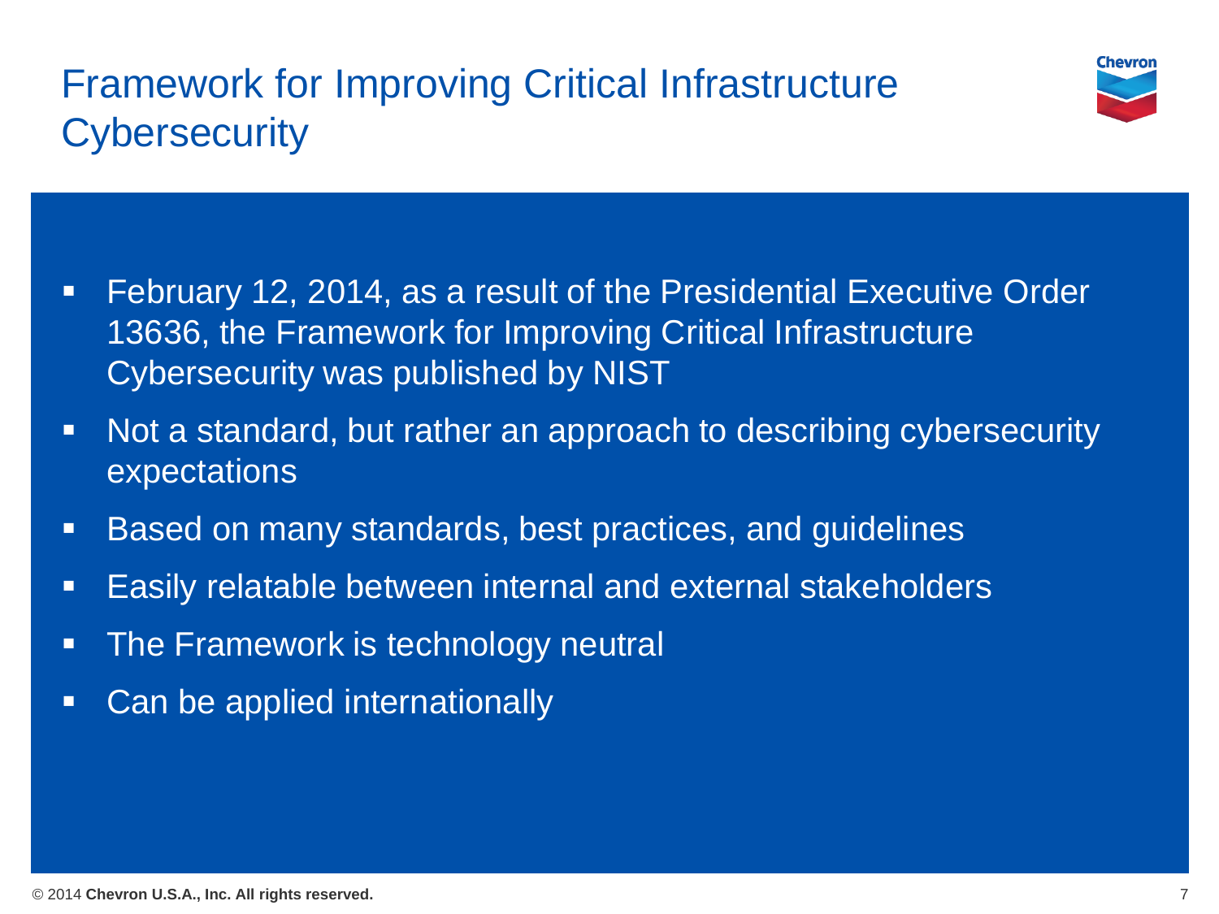# Framework for Improving Critical Infrastructure Cybersecurity

- February 12, 2014, as a result of the Presidential Executive Order 13636, the Framework for Improving Critical Infrastructure Cybersecurity was published by NIST
- Not a standard, but rather an approach to describing cybersecurity expectations
- Based on many standards, best practices, and guidelines
- Easily relatable between internal and external stakeholders
- The Framework is technology neutral
- Can be applied internationally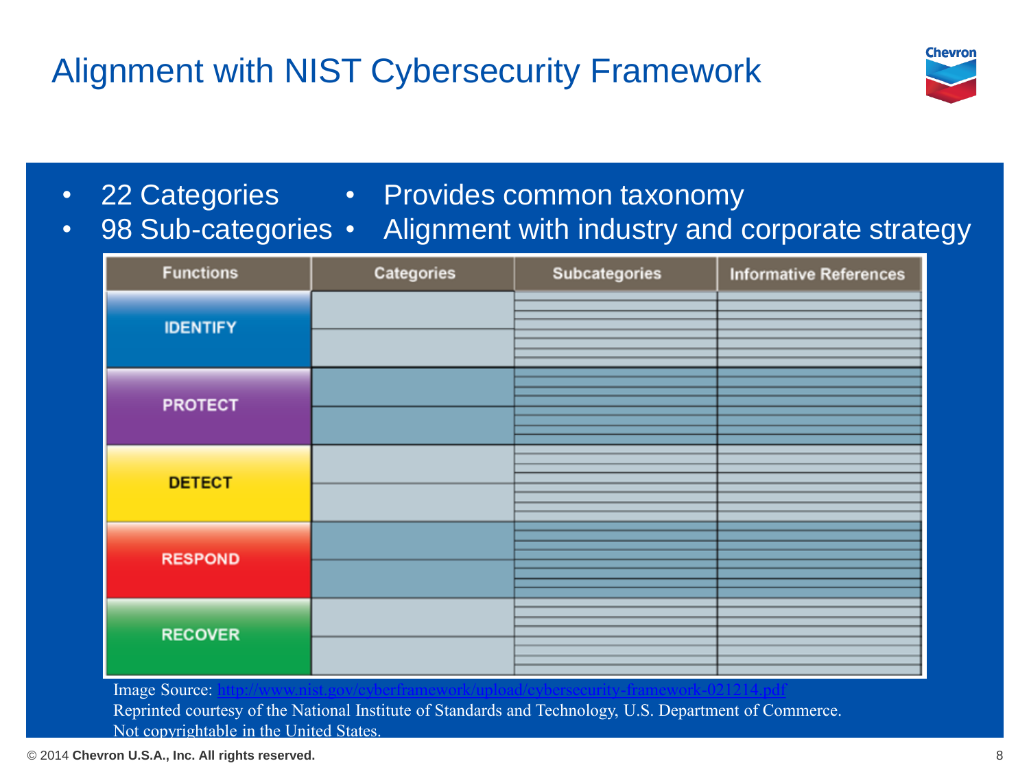# Alignment with NIST Cybersecurity Framework

- 22 Categories
- 98 Sub-categories
- Provides common taxonomy
- Alignment with industry and corporate strategy

| Functions | Categories | Subcategories | Informative References |
|---|---|---|---|
| IDENTIFY | | | |
| PROTECT | | | |
| DETECT | | | |
| RESPOND | | | |
| RECOVER | | | |

Image Source: http://www.nist.gov/cyberframework/upload/cybersecurity-framework-021214.pdf
Reprinted courtesy of the National Institute of Standards and Technology, U.S. Department of Commerce.
Not copyrightable in the United States.

© 2014 **Chevron U.S.A., Inc. All rights reserved.**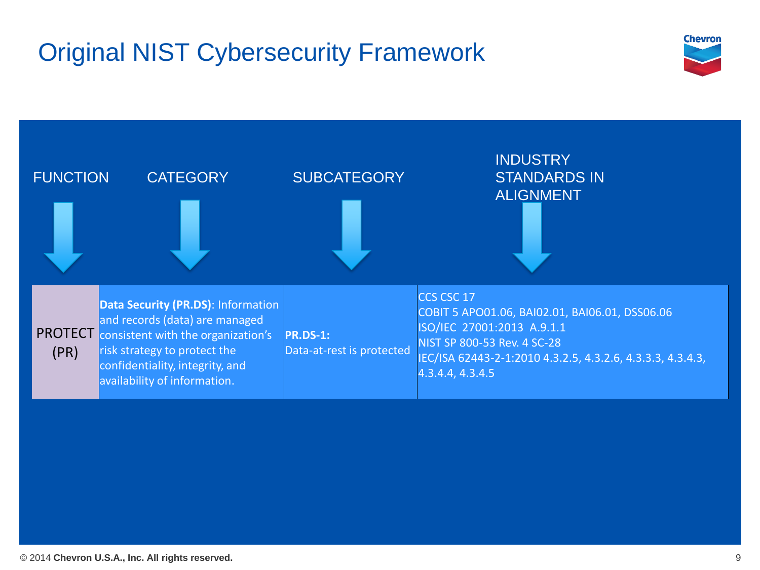# Original NIST Cybersecurity Framework

| FUNCTION | CATEGORY | SUBCATEGORY | INDUSTRY STANDARDS IN ALIGNMENT |
|---|---|---|---|
| PROTECT (PR) | **Data Security (PR.DS)**: Information and records (data) are managed consistent with the organization's risk strategy to protect the confidentiality, integrity, and availability of information. | **PR.DS-1:** Data-at-rest is protected | CCS CSC 17<br>COBIT 5 APO01.06, BAI02.01, BAI06.01, DSS06.06<br>ISO/IEC 27001:2013 A.9.1.1<br>NIST SP 800-53 Rev. 4 SC-28<br>IEC/ISA 62443-2-1:2010 4.3.2.5, 4.3.2.6, 4.3.3.3, 4.3.4.3, 4.3.4.4, 4.3.4.5 |

© 2014 **Chevron U.S.A., Inc. All rights reserved.**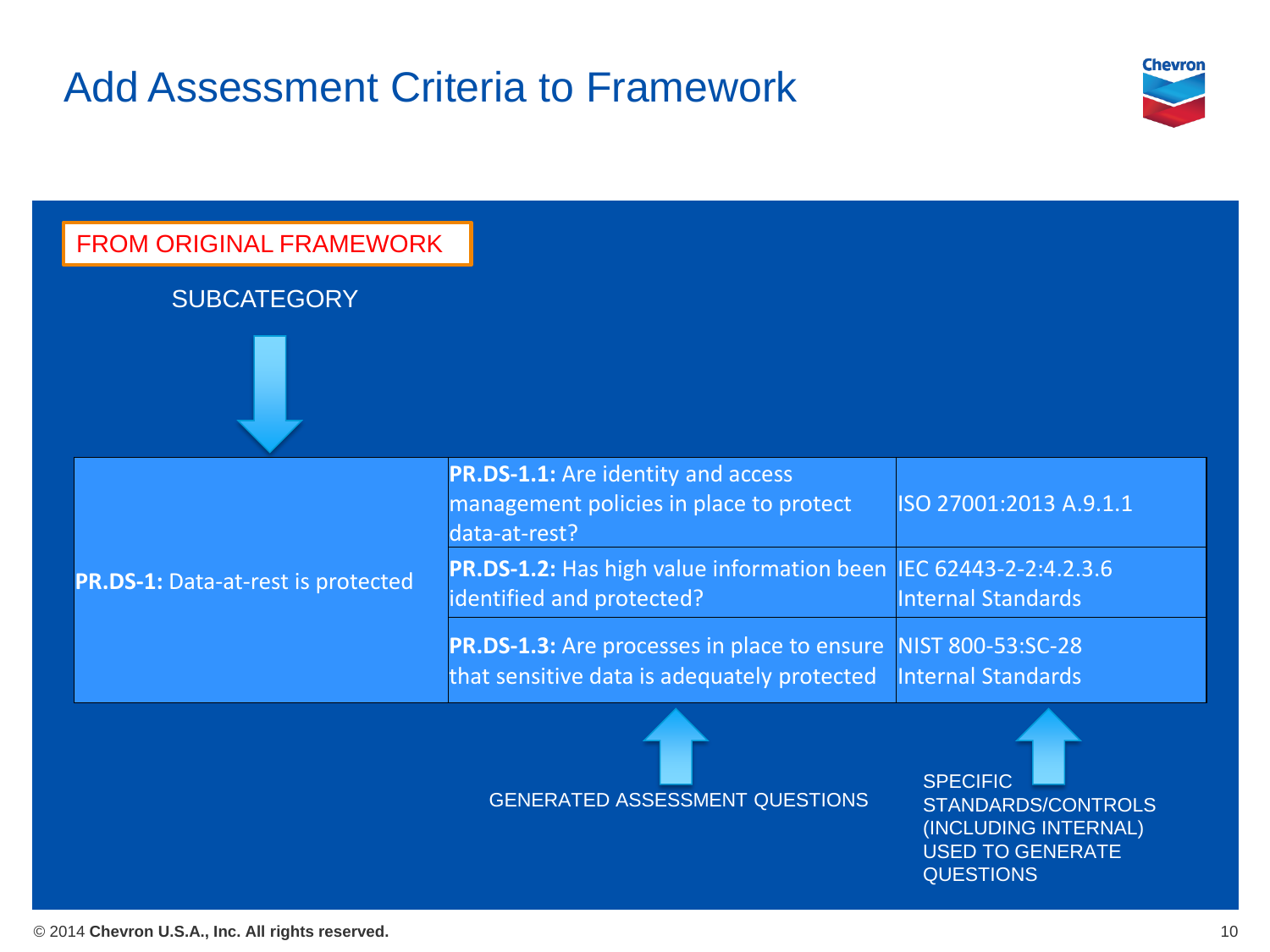# Add Assessment Criteria to Framework

FROM ORIGINAL FRAMEWORK

SUBCATEGORY

| Subcategory | Assessment Question | Standards/Controls |
|---|---|---|
| **PR.DS-1:** Data-at-rest is protected | **PR.DS-1.1:** Are identity and access management policies in place to protect data-at-rest? | ISO 27001:2013 A.9.1.1 |
| | **PR.DS-1.2:** Has high value information been identified and protected? | IEC 62443-2-2:4.2.3.6<br>Internal Standards |
| | **PR.DS-1.3:** Are processes in place to ensure that sensitive data is adequately protected | NIST 800-53:SC-28<br>Internal Standards |

GENERATED ASSESSMENT QUESTIONS

SPECIFIC STANDARDS/CONTROLS (INCLUDING INTERNAL) USED TO GENERATE QUESTIONS

© 2014 **Chevron U.S.A., Inc. All rights reserved.**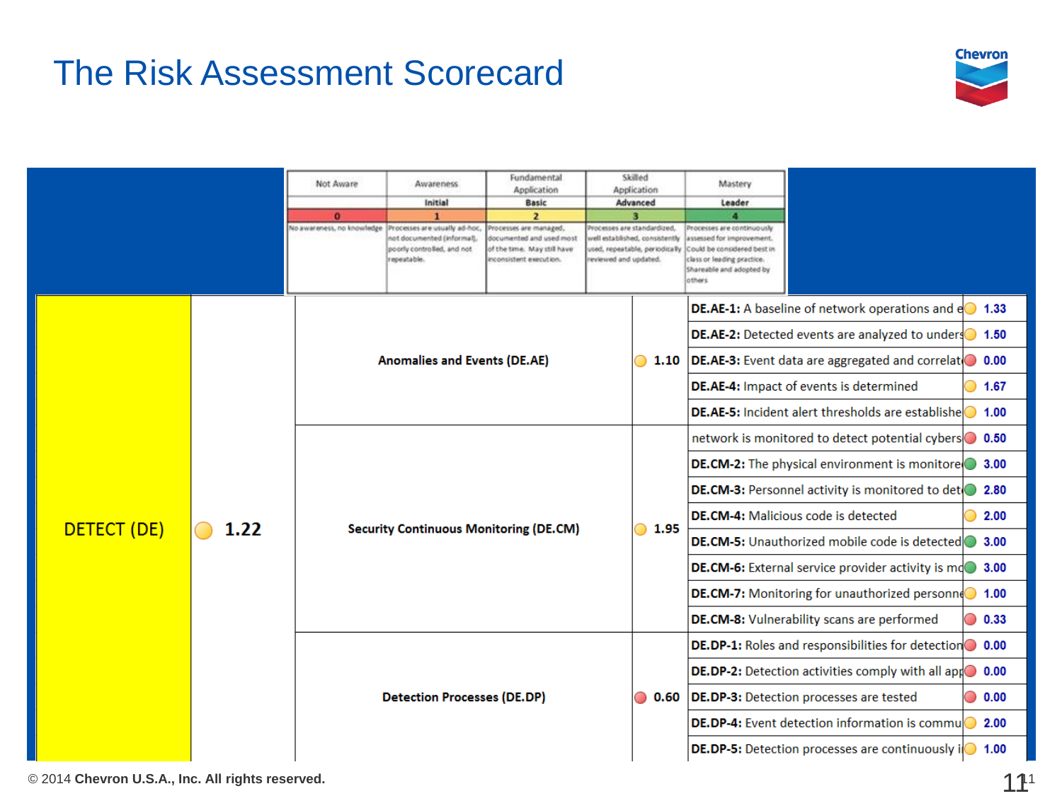# The Risk Assessment Scorecard

| Not Aware | Awareness | Fundamental Application | Skilled Application | Mastery |
|---|---|---|---|---|
| | Initial | Basic | Advanced | Leader |
| 0 | 1 | 2 | 3 | 4 |
| No awareness, no knowledge | Processes are usually ad-hoc, not documented (informal), poorly controlled, and not repeatable. | Processes are managed, documented and used most of the time. May still have inconsistent execution. | Processes are standardized, well established, consistently used, repeatable, periodically reviewed and updated. | Processes are continuously assessed for improvement. Could be considered best in class or leading practice. Shareable and adopted by others |

| Function | Score | Category | Score | Subcategory | Score |
|---|---|---|---|---|---|
| DETECT (DE) | 1.22 | Anomalies and Events (DE.AE) | 1.10 | **DE.AE-1:** A baseline of network operations and e | 1.33 |
| | | | | **DE.AE-2:** Detected events are analyzed to unders | 1.50 |
| | | | | **DE.AE-3:** Event data are aggregated and correlat | 0.00 |
| | | | | **DE.AE-4:** Impact of events is determined | 1.67 |
| | | | | **DE.AE-5:** Incident alert thresholds are establishe | 1.00 |
| | | Security Continuous Monitoring (DE.CM) | 1.95 | network is monitored to detect potential cybers | 0.50 |
| | | | | **DE.CM-2:** The physical environment is monitore | 3.00 |
| | | | | **DE.CM-3:** Personnel activity is monitored to det | 2.80 |
| | | | | **DE.CM-4:** Malicious code is detected | 2.00 |
| | | | | **DE.CM-5:** Unauthorized mobile code is detected | 3.00 |
| | | | | **DE.CM-6:** External service provider activity is mo | 3.00 |
| | | | | **DE.CM-7:** Monitoring for unauthorized personne | 1.00 |
| | | | | **DE.CM-8:** Vulnerability scans are performed | 0.33 |
| | | Detection Processes (DE.DP) | 0.60 | **DE.DP-1:** Roles and responsibilities for detection | 0.00 |
| | | | | **DE.DP-2:** Detection activities comply with all app | 0.00 |
| | | | | **DE.DP-3:** Detection processes are tested | 0.00 |
| | | | | **DE.DP-4:** Event detection information is commu | 2.00 |
| | | | | **DE.DP-5:** Detection processes are continuously i | 1.00 |

© 2014 **Chevron U.S.A., Inc. All rights reserved.**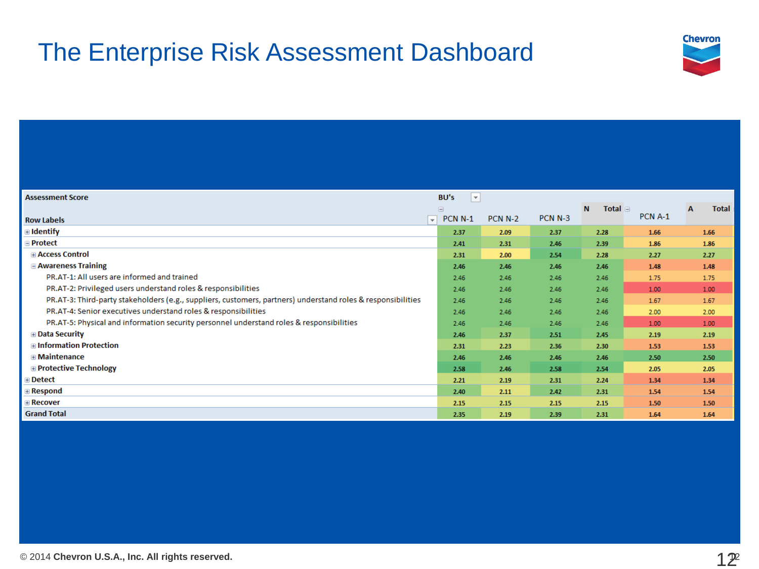# The Enterprise Risk Assessment Dashboard

| Assessment Score | BU's | | | | | |
|---|---|---|---|---|---|---|
| | N | | | | A | |
| Row Labels | PCN N-1 | PCN N-2 | PCN N-3 | N Total | PCN A-1 | A Total |
| Identify | 2.37 | 2.09 | 2.37 | 2.28 | 1.66 | 1.66 |
| Protect | 2.41 | 2.31 | 2.46 | 2.39 | 1.86 | 1.86 |
| Access Control | 2.31 | 2.00 | 2.54 | 2.28 | 2.27 | 2.27 |
| Awareness Training | 2.46 | 2.46 | 2.46 | 2.46 | 1.48 | 1.48 |
| PR.AT-1: All users are informed and trained | 2.46 | 2.46 | 2.46 | 2.46 | 1.75 | 1.75 |
| PR.AT-2: Privileged users understand roles & responsibilities | 2.46 | 2.46 | 2.46 | 2.46 | 1.00 | 1.00 |
| PR.AT-3: Third-party stakeholders (e.g., suppliers, customers, partners) understand roles & responsibilities | 2.46 | 2.46 | 2.46 | 2.46 | 1.67 | 1.67 |
| PR.AT-4: Senior executives understand roles & responsibilities | 2.46 | 2.46 | 2.46 | 2.46 | 2.00 | 2.00 |
| PR.AT-5: Physical and information security personnel understand roles & responsibilities | 2.46 | 2.46 | 2.46 | 2.46 | 1.00 | 1.00 |
| Data Security | 2.46 | 2.37 | 2.51 | 2.45 | 2.19 | 2.19 |
| Information Protection | 2.31 | 2.23 | 2.36 | 2.30 | 1.53 | 1.53 |
| Maintenance | 2.46 | 2.46 | 2.46 | 2.46 | 2.50 | 2.50 |
| Protective Technology | 2.58 | 2.46 | 2.58 | 2.54 | 2.05 | 2.05 |
| Detect | 2.21 | 2.19 | 2.31 | 2.24 | 1.34 | 1.34 |
| Respond | 2.40 | 2.11 | 2.42 | 2.31 | 1.54 | 1.54 |
| Recover | 2.15 | 2.15 | 2.15 | 2.15 | 1.50 | 1.50 |
| Grand Total | 2.35 | 2.19 | 2.39 | 2.31 | 1.64 | 1.64 |

© 2014 **Chevron U.S.A., Inc. All rights reserved.**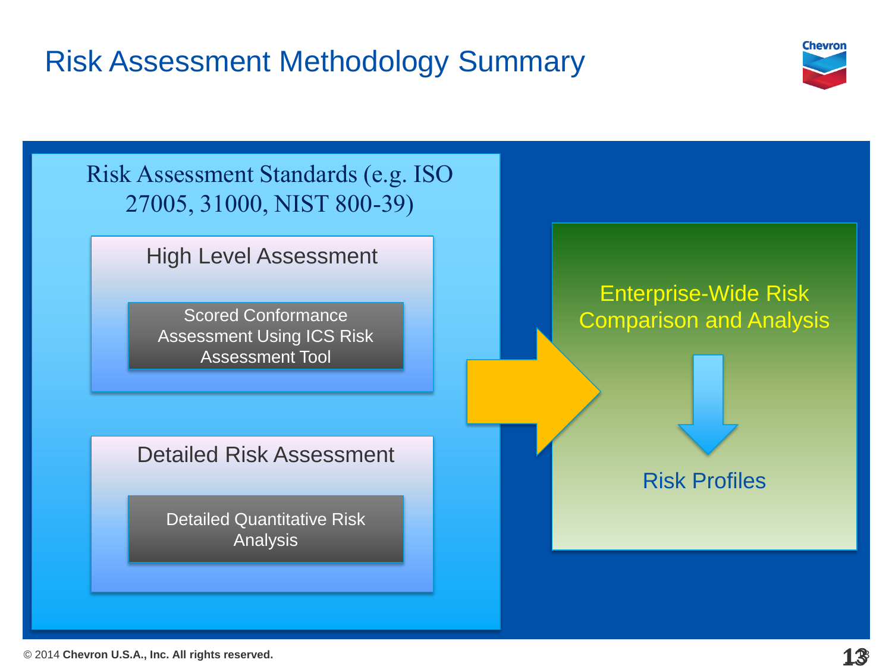# Risk Assessment Methodology Summary

## Risk Assessment Standards (e.g. ISO 27005, 31000, NIST 800-39)

### High Level Assessment

Scored Conformance Assessment Using ICS Risk Assessment Tool

### Detailed Risk Assessment

Detailed Quantitative Risk Analysis

## Enterprise-Wide Risk Comparison and Analysis

Risk Profiles

© 2014 **Chevron U.S.A., Inc. All rights reserved.**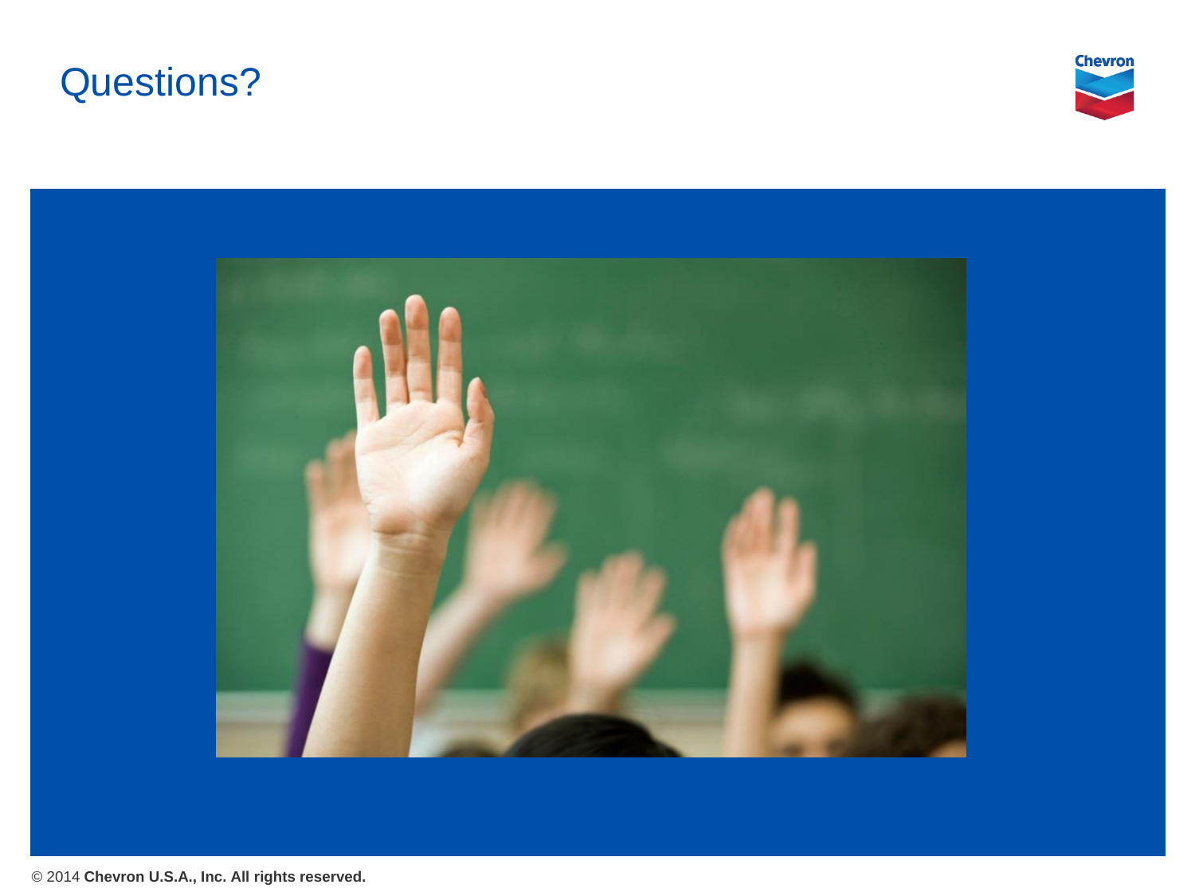# Questions?

© 2014 **Chevron U.S.A., Inc. All rights reserved.**